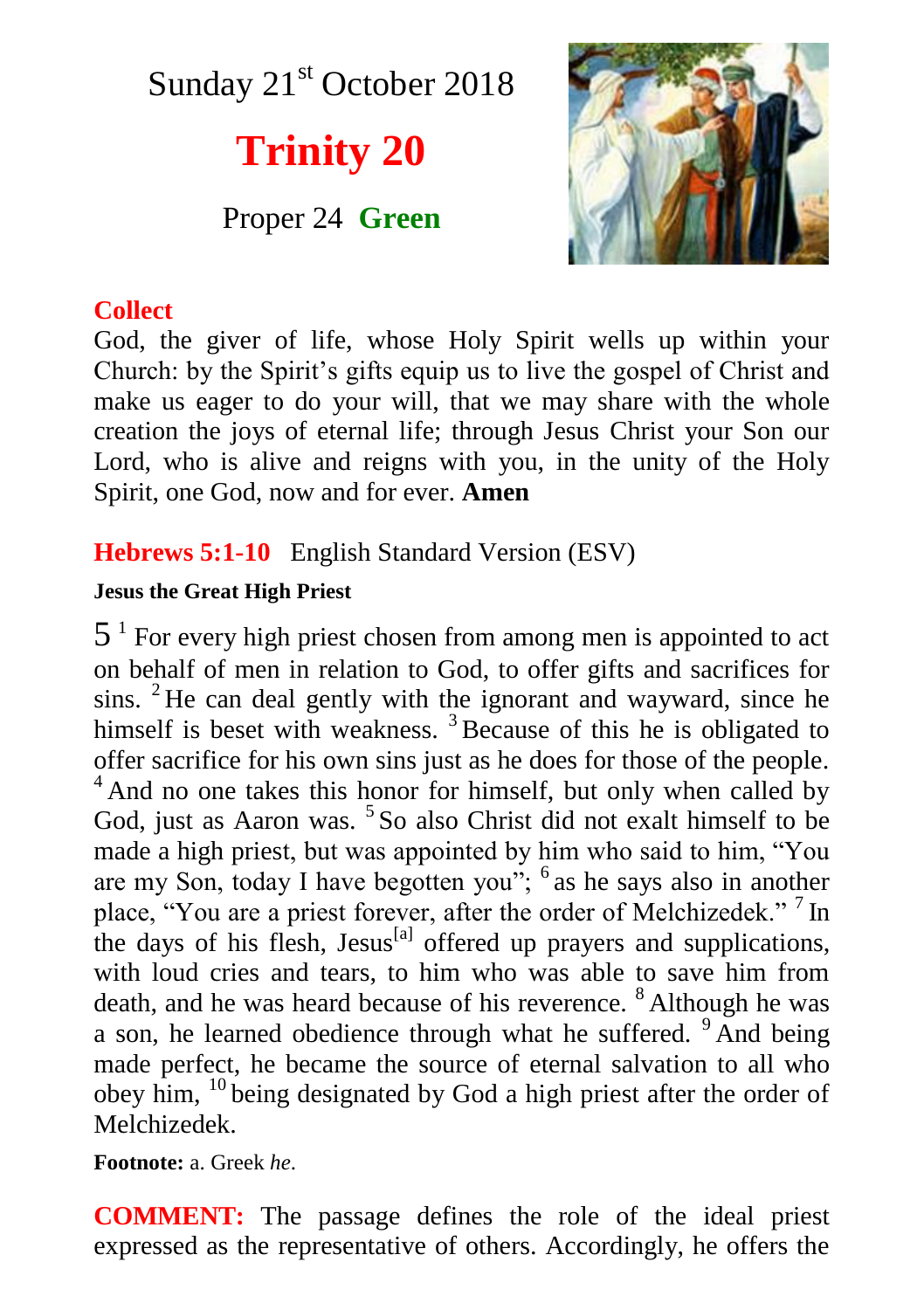Sunday 21st October 2018

# Trinity 20

Proper 24 **Green**

**Collect**

God, the giver of life, whose Holy Spirit wells up within your Church: by the Spirit's gifts equip us to live the gospel of Christ and make us eager to do your will, that we may share with the whole creation the joys of eternal life; through Jesus Christ your Son our Lord, who is alive and reigns with you, in the unity of the Holy Spirit, one God, now and for ever. **Amen**

**Hebrews 5:1-10** English Standard Version (ESV)

**Jesus the Great High Priest**

5 [1] For every high priest chosen from among men is appointed to act on behalf of men in relation to God, to offer gifts and sacrifices for sins. [2] He can deal gently with the ignorant and wayward, since he himself is beset with weakness. [3] Because of this he is obligated to offer sacrifice for his own sins just as he does for those of the people. [4] And no one takes this honor for himself, but only when called by God, just as Aaron was. [5] So also Christ did not exalt himself to be made a high priest, but was appointed by him who said to him, "You are my Son, today I have begotten you"; [6] as he says also in another place, "You are a priest forever, after the order of Melchizedek." [7] In the days of his flesh, Jesus[a] offered up prayers and supplications, with loud cries and tears, to him who was able to save him from death, and he was heard because of his reverence. [8] Although he was a son, he learned obedience through what he suffered. [9] And being made perfect, he became the source of eternal salvation to all who obey him, [10] being designated by God a high priest after the order of Melchizedek.

**Footnote:** a. Greek *he*.

**COMMENT:** The passage defines the role of the ideal priest expressed as the representative of others. Accordingly, he offers the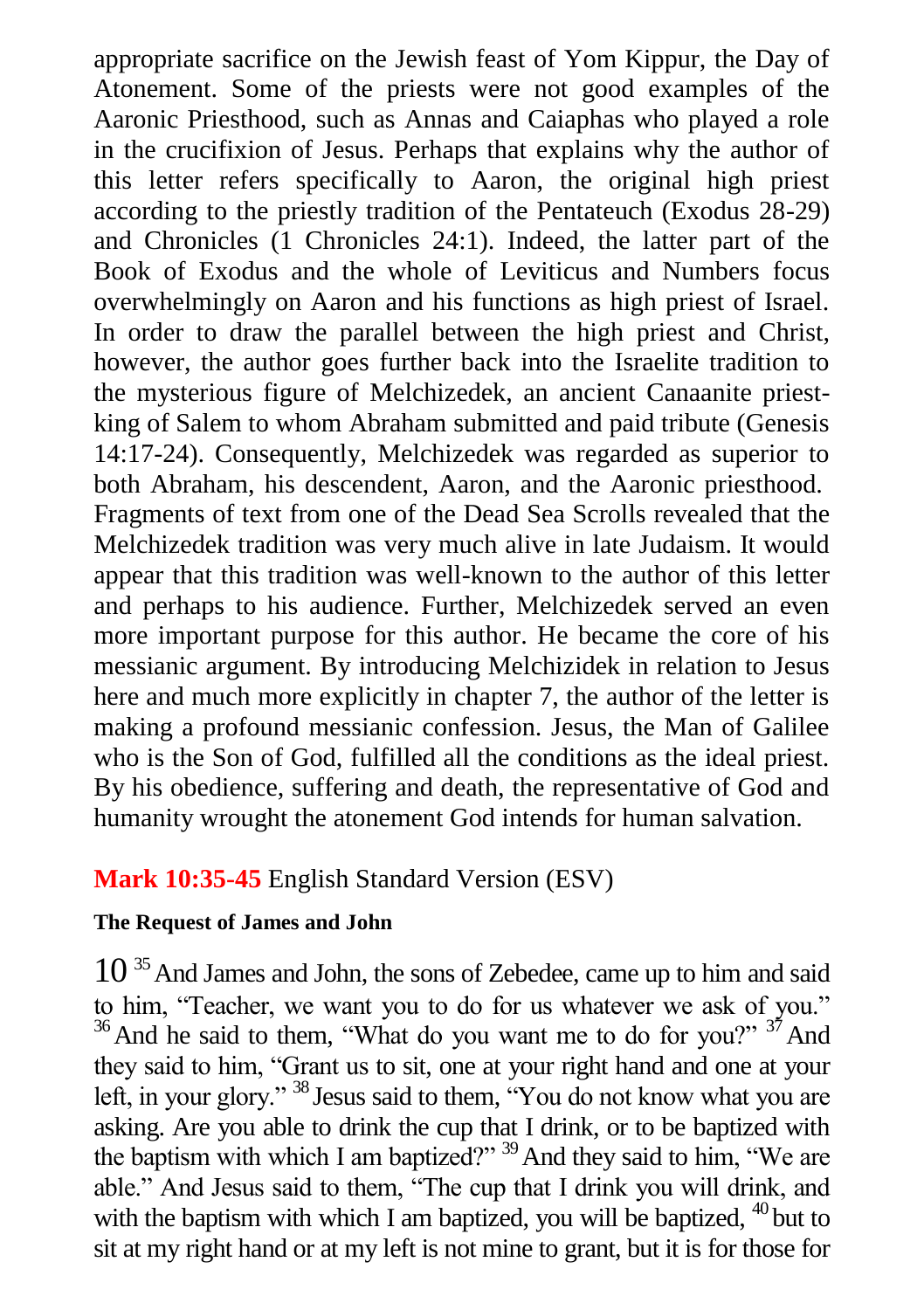appropriate sacrifice on the Jewish feast of Yom Kippur, the Day of Atonement. Some of the priests were not good examples of the Aaronic Priesthood, such as Annas and Caiaphas who played a role in the crucifixion of Jesus. Perhaps that explains why the author of this letter refers specifically to Aaron, the original high priest according to the priestly tradition of the Pentateuch (Exodus 28-29) and Chronicles (1 Chronicles 24:1). Indeed, the latter part of the Book of Exodus and the whole of Leviticus and Numbers focus overwhelmingly on Aaron and his functions as high priest of Israel. In order to draw the parallel between the high priest and Christ, however, the author goes further back into the Israelite tradition to the mysterious figure of Melchizedek, an ancient Canaanite priest-king of Salem to whom Abraham submitted and paid tribute (Genesis 14:17-24). Consequently, Melchizedek was regarded as superior to both Abraham, his descendent, Aaron, and the Aaronic priesthood. Fragments of text from one of the Dead Sea Scrolls revealed that the Melchizedek tradition was very much alive in late Judaism. It would appear that this tradition was well-known to the author of this letter and perhaps to his audience. Further, Melchizedek served an even more important purpose for this author. He became the core of his messianic argument. By introducing Melchizidek in relation to Jesus here and much more explicitly in chapter 7, the author of the letter is making a profound messianic confession. Jesus, the Man of Galilee who is the Son of God, fulfilled all the conditions as the ideal priest. By his obedience, suffering and death, the representative of God and humanity wrought the atonement God intends for human salvation.

## **Mark 10:35-45** English Standard Version (ESV)

### The Request of James and John

10 [35] And James and John, the sons of Zebedee, came up to him and said to him, "Teacher, we want you to do for us whatever we ask of you." [36] And he said to them, "What do you want me to do for you?" [37] And they said to him, "Grant us to sit, one at your right hand and one at your left, in your glory." [38] Jesus said to them, "You do not know what you are asking. Are you able to drink the cup that I drink, or to be baptized with the baptism with which I am baptized?" [39] And they said to him, "We are able." And Jesus said to them, "The cup that I drink you will drink, and with the baptism with which I am baptized, you will be baptized, [40] but to sit at my right hand or at my left is not mine to grant, but it is for those for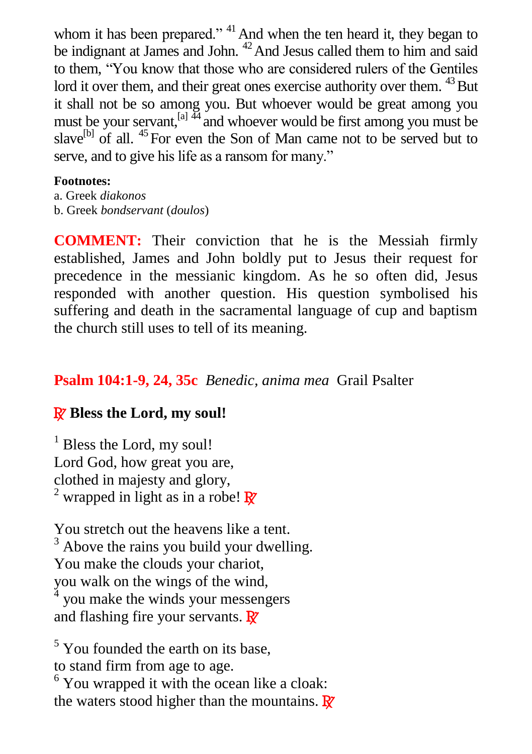whom it has been prepared." [41] And when the ten heard it, they began to be indignant at James and John. [42] And Jesus called them to him and said to them, "You know that those who are considered rulers of the Gentiles lord it over them, and their great ones exercise authority over them. [43] But it shall not be so among you. But whoever would be great among you must be your servant,[a] [44] and whoever would be first among you must be slave[b] of all. [45] For even the Son of Man came not to be served but to serve, and to give his life as a ransom for many."

**Footnotes:**
a. Greek *diakonos*
b. Greek *bondservant* (*doulos*)

**COMMENT:** Their conviction that he is the Messiah firmly established, James and John boldly put to Jesus their request for precedence in the messianic kingdom. As he so often did, Jesus responded with another question. His question symbolised his suffering and death in the sacramental language of cup and baptism the church still uses to tell of its meaning.

**Psalm 104:1-9, 24, 35c** *Benedic, anima mea* Grail Psalter

**℟ Bless the Lord, my soul!**

[1] Bless the Lord, my soul!
Lord God, how great you are,
clothed in majesty and glory,
[2] wrapped in light as in a robe! ℟

You stretch out the heavens like a tent.
[3] Above the rains you build your dwelling.
You make the clouds your chariot,
you walk on the wings of the wind,
[4] you make the winds your messengers
and flashing fire your servants. ℟

[5] You founded the earth on its base,
to stand firm from age to age.
[6] You wrapped it with the ocean like a cloak:
the waters stood higher than the mountains. ℟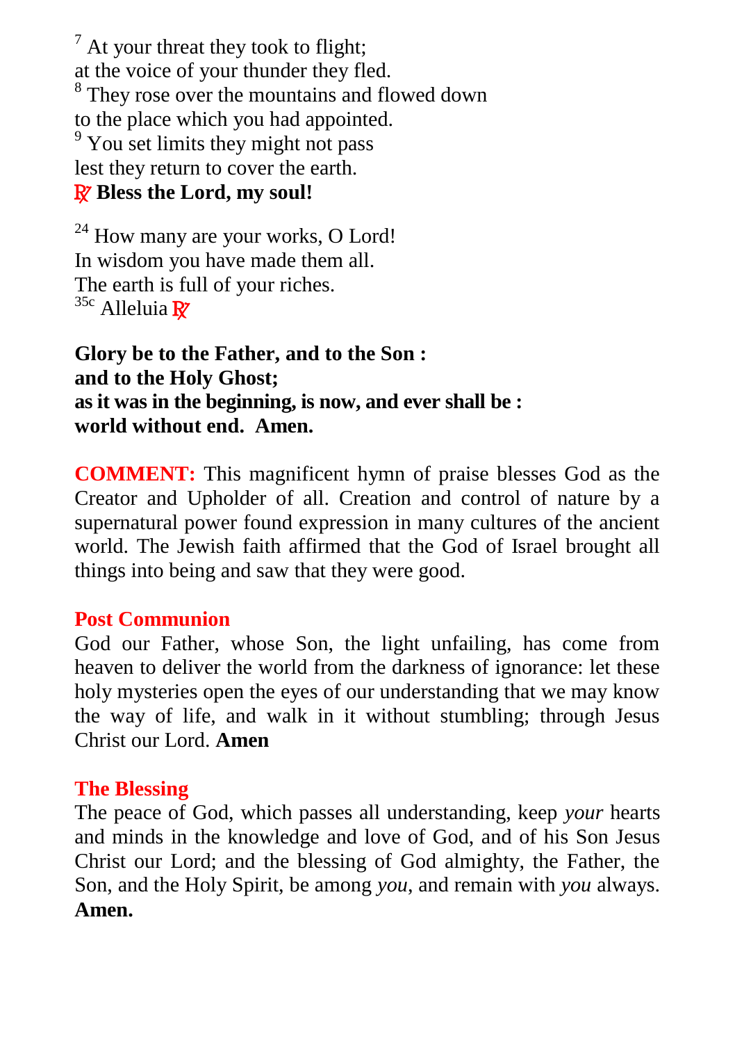[7] At your threat they took to flight;
at the voice of your thunder they fled.
[8] They rose over the mountains and flowed down
to the place which you had appointed.
[9] You set limits they might not pass
lest they return to cover the earth.
℟ **Bless the Lord, my soul!**

[24] How many are your works, O Lord!
In wisdom you have made them all.
The earth is full of your riches.
[35c] Alleluia ℟

**Glory be to the Father, and to the Son :**
**and to the Holy Ghost;**
**as it was in the beginning, is now, and ever shall be :**
**world without end.  Amen.**

**COMMENT:** This magnificent hymn of praise blesses God as the Creator and Upholder of all. Creation and control of nature by a supernatural power found expression in many cultures of the ancient world. The Jewish faith affirmed that the God of Israel brought all things into being and saw that they were good.

**Post Communion**

God our Father, whose Son, the light unfailing, has come from heaven to deliver the world from the darkness of ignorance: let these holy mysteries open the eyes of our understanding that we may know the way of life, and walk in it without stumbling; through Jesus Christ our Lord. **Amen**

**The Blessing**

The peace of God, which passes all understanding, keep *your* hearts and minds in the knowledge and love of God, and of his Son Jesus Christ our Lord; and the blessing of God almighty, the Father, the Son, and the Holy Spirit, be among *you*, and remain with *you* always. **Amen.**